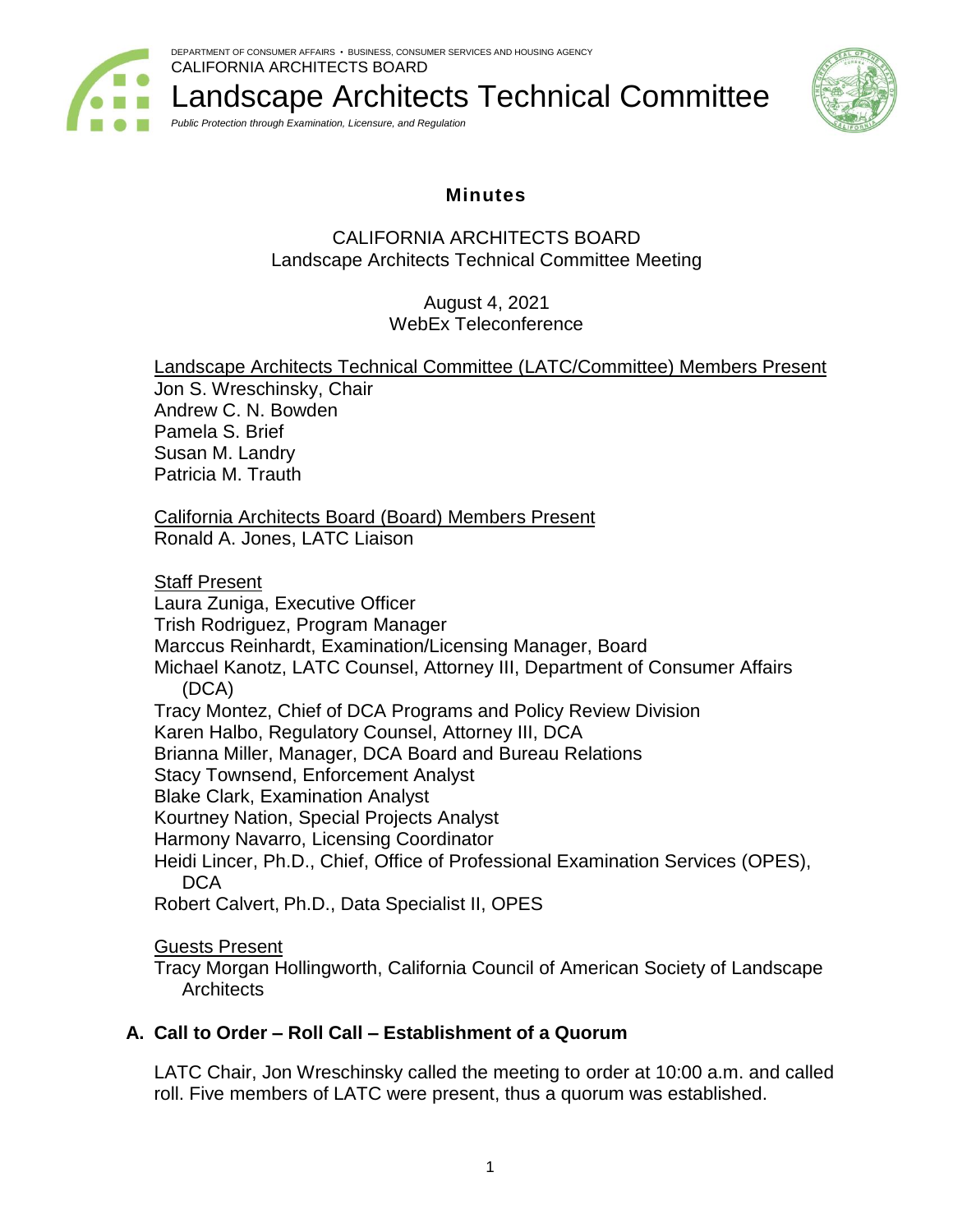DEPARTMENT OF CONSUMER AFFAIRS • BUSINESS, CONSUMER SERVICES AND HOUSING AGENCY
CALIFORNIA ARCHITECTS BOARD

# Landscape Architects Technical Committee

*Public Protection through Examination, Licensure, and Regulation*

## Minutes

CALIFORNIA ARCHITECTS BOARD
Landscape Architects Technical Committee Meeting

August 4, 2021
WebEx Teleconference

Landscape Architects Technical Committee (LATC/Committee) Members Present
Jon S. Wreschinsky, Chair
Andrew C. N. Bowden
Pamela S. Brief
Susan M. Landry
Patricia M. Trauth

California Architects Board (Board) Members Present
Ronald A. Jones, LATC Liaison

Staff Present
Laura Zuniga, Executive Officer
Trish Rodriguez, Program Manager
Marccus Reinhardt, Examination/Licensing Manager, Board
Michael Kanotz, LATC Counsel, Attorney III, Department of Consumer Affairs (DCA)
Tracy Montez, Chief of DCA Programs and Policy Review Division
Karen Halbo, Regulatory Counsel, Attorney III, DCA
Brianna Miller, Manager, DCA Board and Bureau Relations
Stacy Townsend, Enforcement Analyst
Blake Clark, Examination Analyst
Kourtney Nation, Special Projects Analyst
Harmony Navarro, Licensing Coordinator
Heidi Lincer, Ph.D., Chief, Office of Professional Examination Services (OPES), DCA
Robert Calvert, Ph.D., Data Specialist II, OPES

Guests Present
Tracy Morgan Hollingworth, California Council of American Society of Landscape Architects

### A. Call to Order – Roll Call – Establishment of a Quorum

LATC Chair, Jon Wreschinsky called the meeting to order at 10:00 a.m. and called roll. Five members of LATC were present, thus a quorum was established.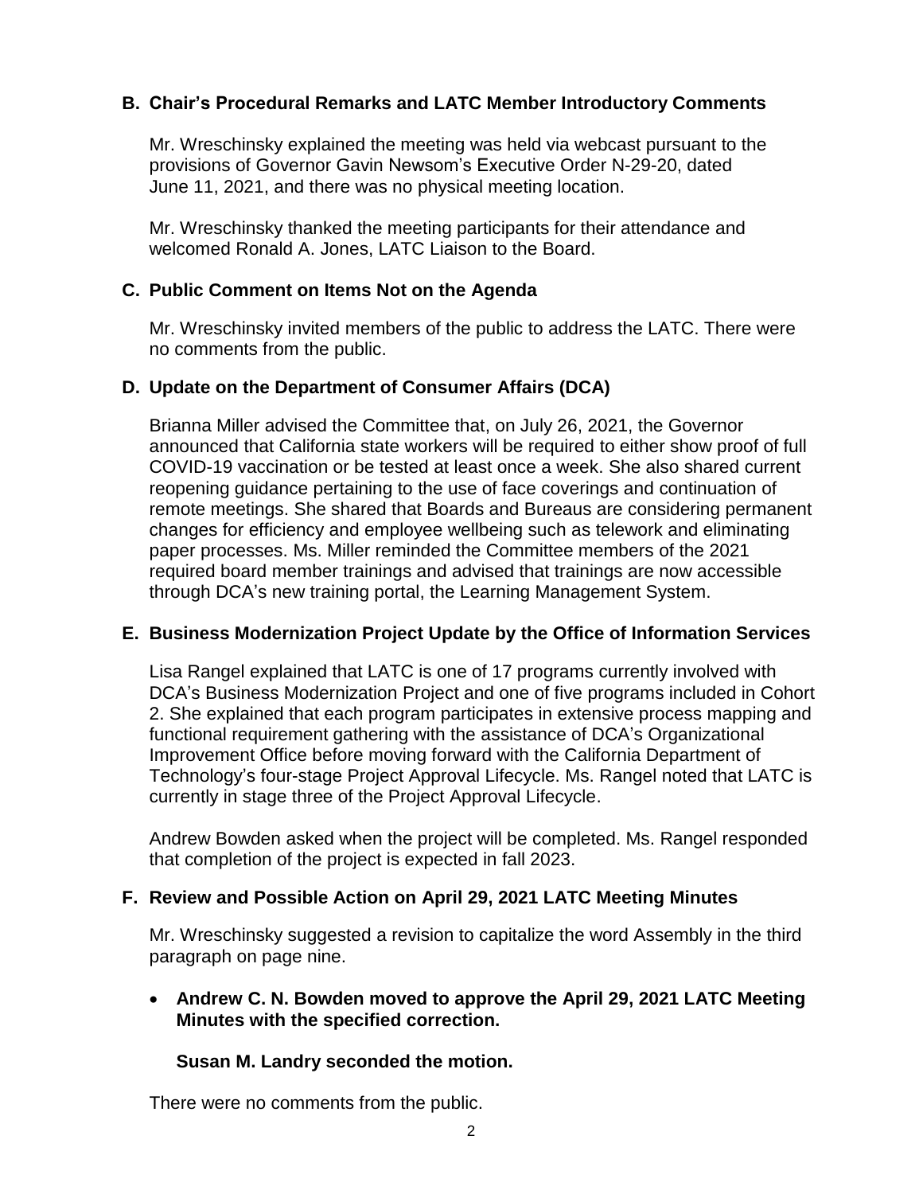## B. Chair's Procedural Remarks and LATC Member Introductory Comments

Mr. Wreschinsky explained the meeting was held via webcast pursuant to the provisions of Governor Gavin Newsom's Executive Order N-29-20, dated June 11, 2021, and there was no physical meeting location.

Mr. Wreschinsky thanked the meeting participants for their attendance and welcomed Ronald A. Jones, LATC Liaison to the Board.

## C. Public Comment on Items Not on the Agenda

Mr. Wreschinsky invited members of the public to address the LATC. There were no comments from the public.

## D. Update on the Department of Consumer Affairs (DCA)

Brianna Miller advised the Committee that, on July 26, 2021, the Governor announced that California state workers will be required to either show proof of full COVID-19 vaccination or be tested at least once a week. She also shared current reopening guidance pertaining to the use of face coverings and continuation of remote meetings. She shared that Boards and Bureaus are considering permanent changes for efficiency and employee wellbeing such as telework and eliminating paper processes. Ms. Miller reminded the Committee members of the 2021 required board member trainings and advised that trainings are now accessible through DCA's new training portal, the Learning Management System.

## E. Business Modernization Project Update by the Office of Information Services

Lisa Rangel explained that LATC is one of 17 programs currently involved with DCA's Business Modernization Project and one of five programs included in Cohort 2. She explained that each program participates in extensive process mapping and functional requirement gathering with the assistance of DCA's Organizational Improvement Office before moving forward with the California Department of Technology's four-stage Project Approval Lifecycle. Ms. Rangel noted that LATC is currently in stage three of the Project Approval Lifecycle.

Andrew Bowden asked when the project will be completed. Ms. Rangel responded that completion of the project is expected in fall 2023.

## F. Review and Possible Action on April 29, 2021 LATC Meeting Minutes

Mr. Wreschinsky suggested a revision to capitalize the word Assembly in the third paragraph on page nine.

- **Andrew C. N. Bowden moved to approve the April 29, 2021 LATC Meeting Minutes with the specified correction.**

  **Susan M. Landry seconded the motion.**

There were no comments from the public.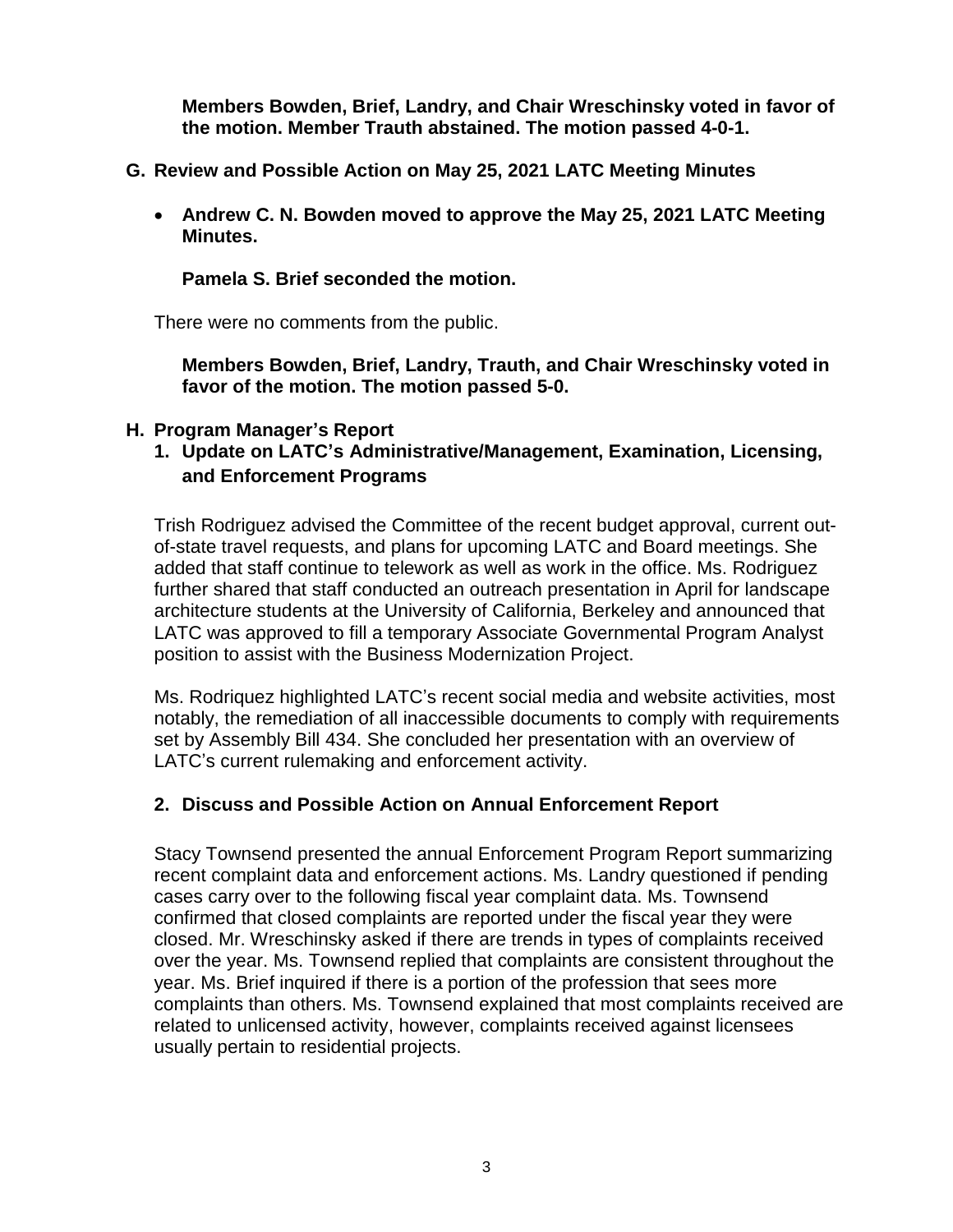**Members Bowden, Brief, Landry, and Chair Wreschinsky voted in favor of the motion. Member Trauth abstained. The motion passed 4-0-1.**

## G. Review and Possible Action on May 25, 2021 LATC Meeting Minutes

- **Andrew C. N. Bowden moved to approve the May 25, 2021 LATC Meeting Minutes.**

  **Pamela S. Brief seconded the motion.**

There were no comments from the public.

**Members Bowden, Brief, Landry, Trauth, and Chair Wreschinsky voted in favor of the motion. The motion passed 5-0.**

## H. Program Manager's Report

### 1. Update on LATC's Administrative/Management, Examination, Licensing, and Enforcement Programs

Trish Rodriguez advised the Committee of the recent budget approval, current out-of-state travel requests, and plans for upcoming LATC and Board meetings. She added that staff continue to telework as well as work in the office. Ms. Rodriguez further shared that staff conducted an outreach presentation in April for landscape architecture students at the University of California, Berkeley and announced that LATC was approved to fill a temporary Associate Governmental Program Analyst position to assist with the Business Modernization Project.

Ms. Rodriquez highlighted LATC's recent social media and website activities, most notably, the remediation of all inaccessible documents to comply with requirements set by Assembly Bill 434. She concluded her presentation with an overview of LATC's current rulemaking and enforcement activity.

### 2. Discuss and Possible Action on Annual Enforcement Report

Stacy Townsend presented the annual Enforcement Program Report summarizing recent complaint data and enforcement actions. Ms. Landry questioned if pending cases carry over to the following fiscal year complaint data. Ms. Townsend confirmed that closed complaints are reported under the fiscal year they were closed. Mr. Wreschinsky asked if there are trends in types of complaints received over the year. Ms. Townsend replied that complaints are consistent throughout the year. Ms. Brief inquired if there is a portion of the profession that sees more complaints than others. Ms. Townsend explained that most complaints received are related to unlicensed activity, however, complaints received against licensees usually pertain to residential projects.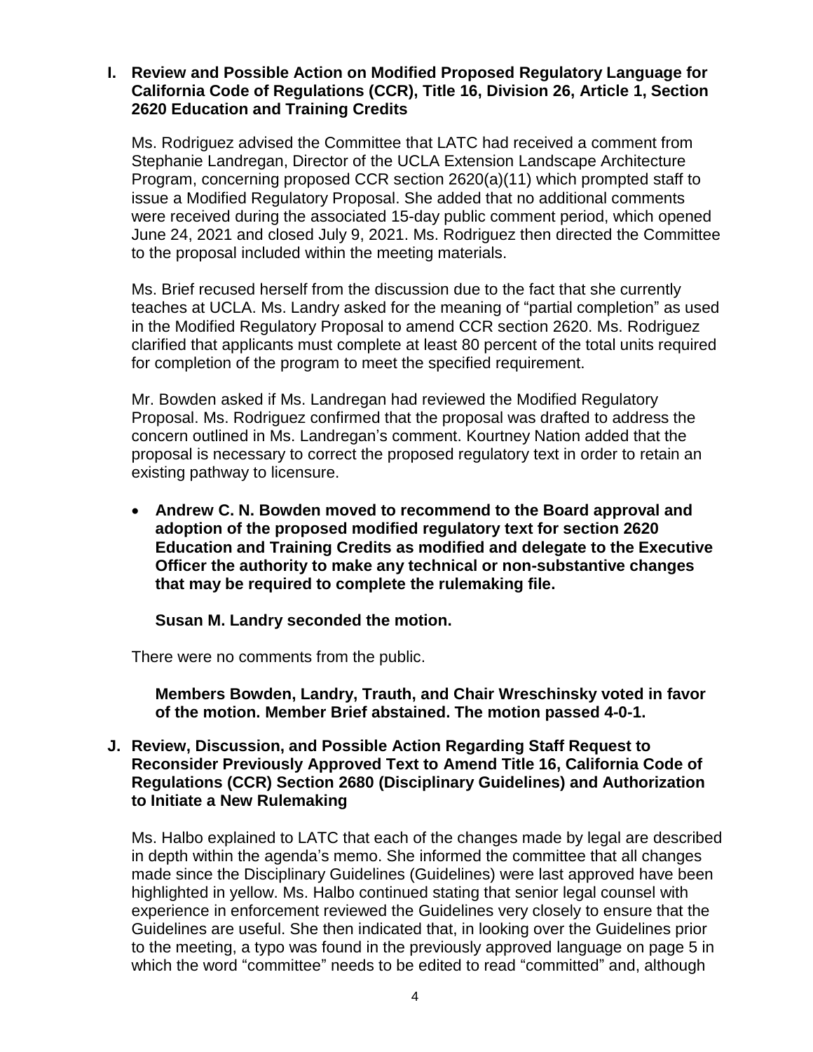**I. Review and Possible Action on Modified Proposed Regulatory Language for California Code of Regulations (CCR), Title 16, Division 26, Article 1, Section 2620 Education and Training Credits**

Ms. Rodriguez advised the Committee that LATC had received a comment from Stephanie Landregan, Director of the UCLA Extension Landscape Architecture Program, concerning proposed CCR section 2620(a)(11) which prompted staff to issue a Modified Regulatory Proposal. She added that no additional comments were received during the associated 15-day public comment period, which opened June 24, 2021 and closed July 9, 2021. Ms. Rodriguez then directed the Committee to the proposal included within the meeting materials.

Ms. Brief recused herself from the discussion due to the fact that she currently teaches at UCLA. Ms. Landry asked for the meaning of "partial completion" as used in the Modified Regulatory Proposal to amend CCR section 2620. Ms. Rodriguez clarified that applicants must complete at least 80 percent of the total units required for completion of the program to meet the specified requirement.

Mr. Bowden asked if Ms. Landregan had reviewed the Modified Regulatory Proposal. Ms. Rodriguez confirmed that the proposal was drafted to address the concern outlined in Ms. Landregan's comment. Kourtney Nation added that the proposal is necessary to correct the proposed regulatory text in order to retain an existing pathway to licensure.

- **Andrew C. N. Bowden moved to recommend to the Board approval and adoption of the proposed modified regulatory text for section 2620 Education and Training Credits as modified and delegate to the Executive Officer the authority to make any technical or non-substantive changes that may be required to complete the rulemaking file.**

  **Susan M. Landry seconded the motion.**

There were no comments from the public.

**Members Bowden, Landry, Trauth, and Chair Wreschinsky voted in favor of the motion. Member Brief abstained. The motion passed 4-0-1.**

**J. Review, Discussion, and Possible Action Regarding Staff Request to Reconsider Previously Approved Text to Amend Title 16, California Code of Regulations (CCR) Section 2680 (Disciplinary Guidelines) and Authorization to Initiate a New Rulemaking**

Ms. Halbo explained to LATC that each of the changes made by legal are described in depth within the agenda's memo. She informed the committee that all changes made since the Disciplinary Guidelines (Guidelines) were last approved have been highlighted in yellow. Ms. Halbo continued stating that senior legal counsel with experience in enforcement reviewed the Guidelines very closely to ensure that the Guidelines are useful. She then indicated that, in looking over the Guidelines prior to the meeting, a typo was found in the previously approved language on page 5 in which the word "committee" needs to be edited to read "committed" and, although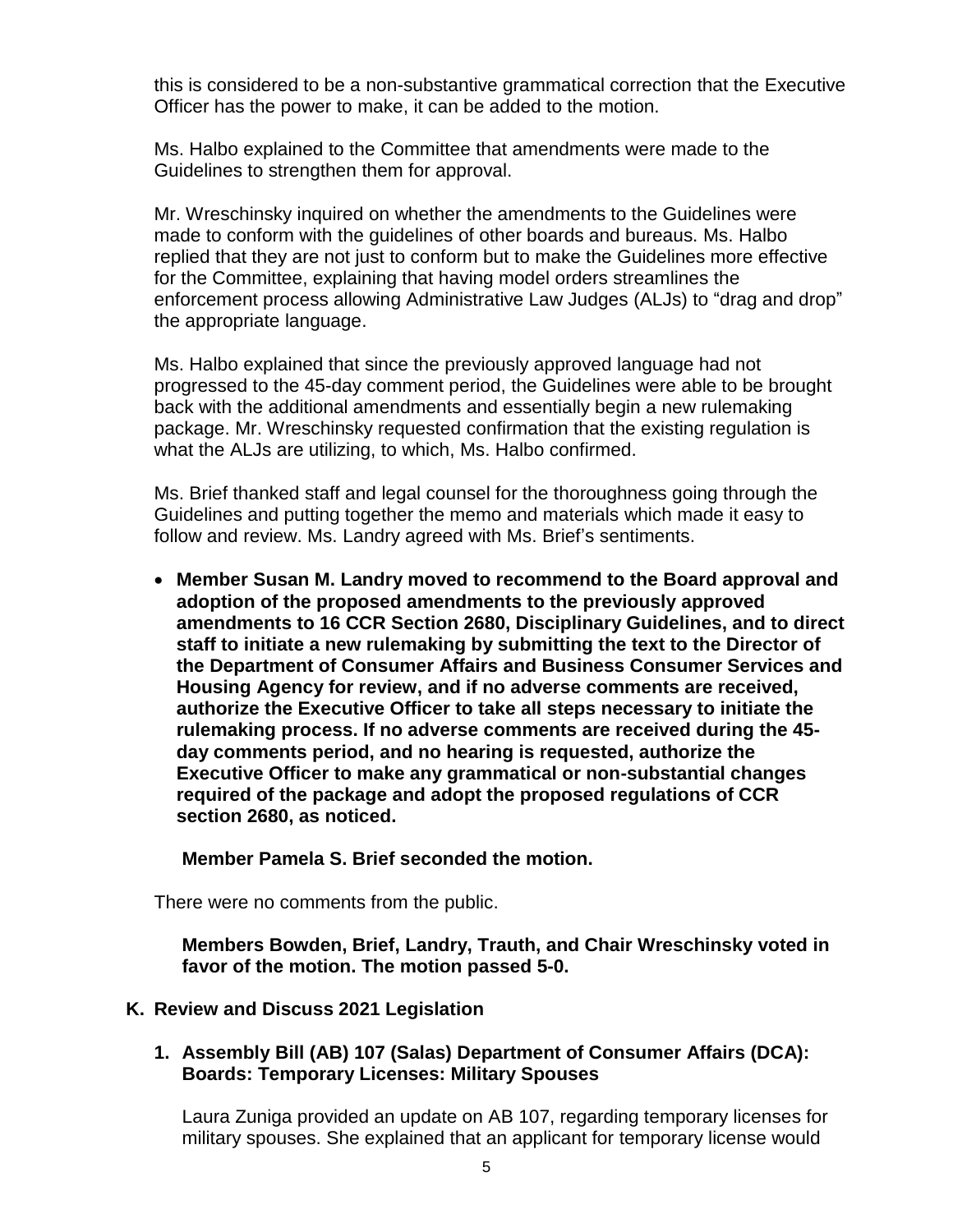this is considered to be a non-substantive grammatical correction that the Executive Officer has the power to make, it can be added to the motion.

Ms. Halbo explained to the Committee that amendments were made to the Guidelines to strengthen them for approval.

Mr. Wreschinsky inquired on whether the amendments to the Guidelines were made to conform with the guidelines of other boards and bureaus. Ms. Halbo replied that they are not just to conform but to make the Guidelines more effective for the Committee, explaining that having model orders streamlines the enforcement process allowing Administrative Law Judges (ALJs) to "drag and drop" the appropriate language.

Ms. Halbo explained that since the previously approved language had not progressed to the 45-day comment period, the Guidelines were able to be brought back with the additional amendments and essentially begin a new rulemaking package. Mr. Wreschinsky requested confirmation that the existing regulation is what the ALJs are utilizing, to which, Ms. Halbo confirmed.

Ms. Brief thanked staff and legal counsel for the thoroughness going through the Guidelines and putting together the memo and materials which made it easy to follow and review. Ms. Landry agreed with Ms. Brief's sentiments.

- **Member Susan M. Landry moved to recommend to the Board approval and adoption of the proposed amendments to the previously approved amendments to 16 CCR Section 2680, Disciplinary Guidelines, and to direct staff to initiate a new rulemaking by submitting the text to the Director of the Department of Consumer Affairs and Business Consumer Services and Housing Agency for review, and if no adverse comments are received, authorize the Executive Officer to take all steps necessary to initiate the rulemaking process. If no adverse comments are received during the 45-day comments period, and no hearing is requested, authorize the Executive Officer to make any grammatical or non-substantial changes required of the package and adopt the proposed regulations of CCR section 2680, as noticed.**

  **Member Pamela S. Brief seconded the motion.**

There were no comments from the public.

**Members Bowden, Brief, Landry, Trauth, and Chair Wreschinsky voted in favor of the motion. The motion passed 5-0.**

## K. Review and Discuss 2021 Legislation

### 1. Assembly Bill (AB) 107 (Salas) Department of Consumer Affairs (DCA): Boards: Temporary Licenses: Military Spouses

Laura Zuniga provided an update on AB 107, regarding temporary licenses for military spouses. She explained that an applicant for temporary license would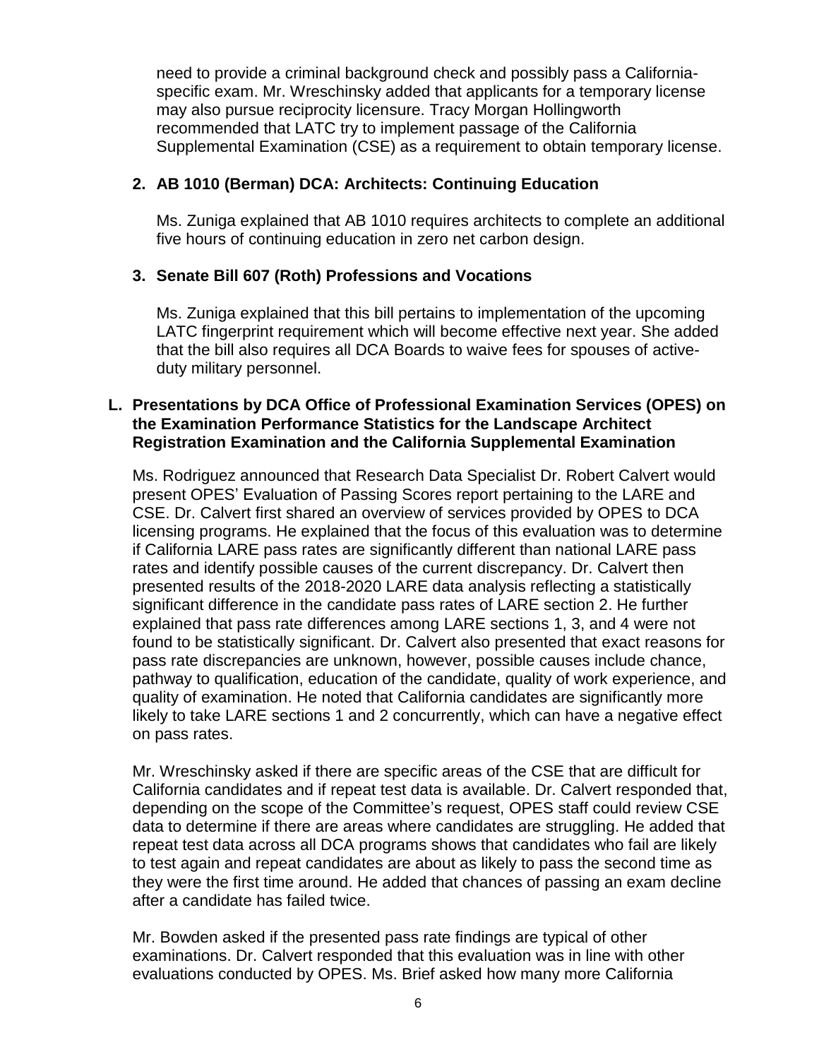need to provide a criminal background check and possibly pass a California-specific exam. Mr. Wreschinsky added that applicants for a temporary license may also pursue reciprocity licensure. Tracy Morgan Hollingworth recommended that LATC try to implement passage of the California Supplemental Examination (CSE) as a requirement to obtain temporary license.

**2. AB 1010 (Berman) DCA: Architects: Continuing Education**

Ms. Zuniga explained that AB 1010 requires architects to complete an additional five hours of continuing education in zero net carbon design.

**3. Senate Bill 607 (Roth) Professions and Vocations**

Ms. Zuniga explained that this bill pertains to implementation of the upcoming LATC fingerprint requirement which will become effective next year. She added that the bill also requires all DCA Boards to waive fees for spouses of active-duty military personnel.

### L. Presentations by DCA Office of Professional Examination Services (OPES) on the Examination Performance Statistics for the Landscape Architect Registration Examination and the California Supplemental Examination

Ms. Rodriguez announced that Research Data Specialist Dr. Robert Calvert would present OPES' Evaluation of Passing Scores report pertaining to the LARE and CSE. Dr. Calvert first shared an overview of services provided by OPES to DCA licensing programs. He explained that the focus of this evaluation was to determine if California LARE pass rates are significantly different than national LARE pass rates and identify possible causes of the current discrepancy. Dr. Calvert then presented results of the 2018-2020 LARE data analysis reflecting a statistically significant difference in the candidate pass rates of LARE section 2. He further explained that pass rate differences among LARE sections 1, 3, and 4 were not found to be statistically significant. Dr. Calvert also presented that exact reasons for pass rate discrepancies are unknown, however, possible causes include chance, pathway to qualification, education of the candidate, quality of work experience, and quality of examination. He noted that California candidates are significantly more likely to take LARE sections 1 and 2 concurrently, which can have a negative effect on pass rates.

Mr. Wreschinsky asked if there are specific areas of the CSE that are difficult for California candidates and if repeat test data is available. Dr. Calvert responded that, depending on the scope of the Committee's request, OPES staff could review CSE data to determine if there are areas where candidates are struggling. He added that repeat test data across all DCA programs shows that candidates who fail are likely to test again and repeat candidates are about as likely to pass the second time as they were the first time around. He added that chances of passing an exam decline after a candidate has failed twice.

Mr. Bowden asked if the presented pass rate findings are typical of other examinations. Dr. Calvert responded that this evaluation was in line with other evaluations conducted by OPES. Ms. Brief asked how many more California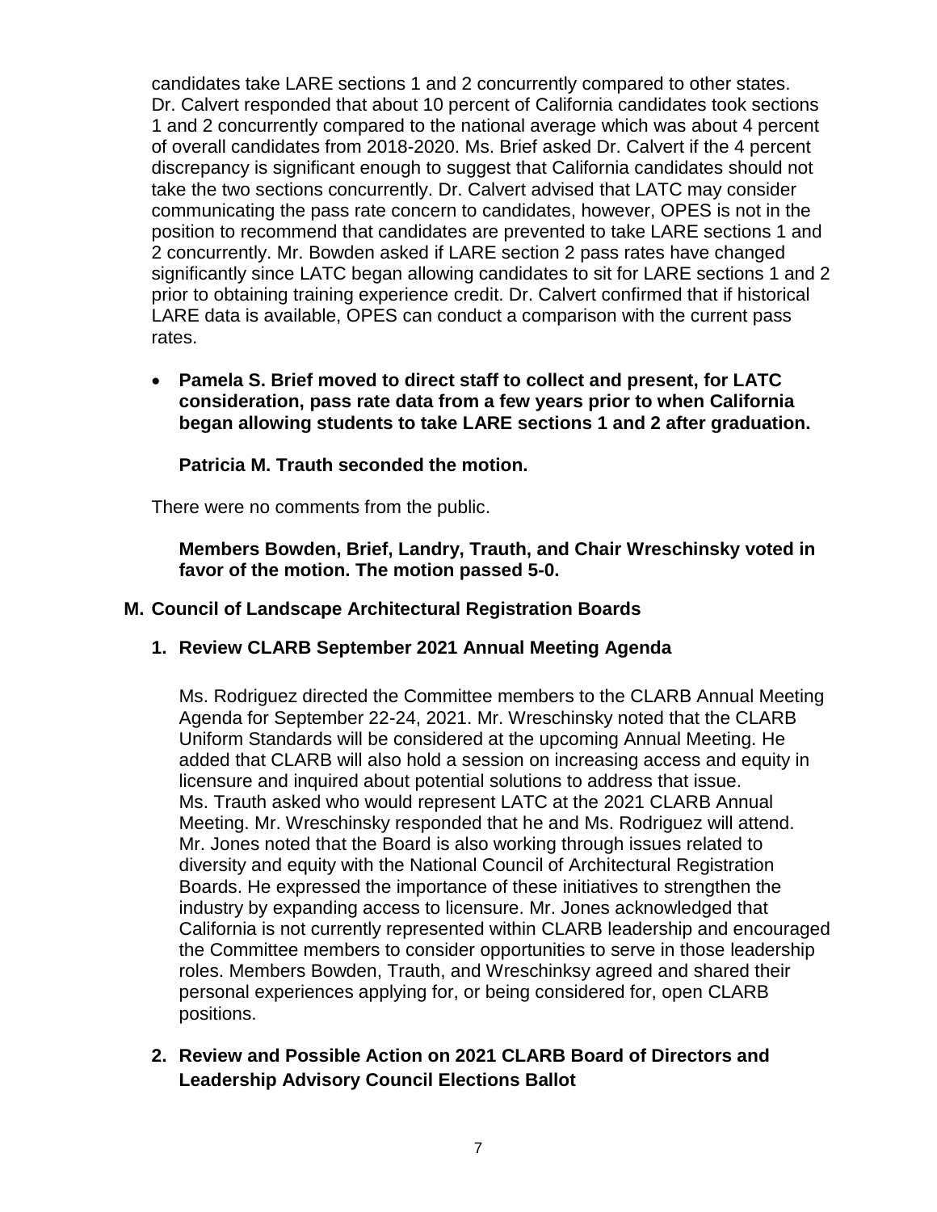candidates take LARE sections 1 and 2 concurrently compared to other states. Dr. Calvert responded that about 10 percent of California candidates took sections 1 and 2 concurrently compared to the national average which was about 4 percent of overall candidates from 2018-2020. Ms. Brief asked Dr. Calvert if the 4 percent discrepancy is significant enough to suggest that California candidates should not take the two sections concurrently. Dr. Calvert advised that LATC may consider communicating the pass rate concern to candidates, however, OPES is not in the position to recommend that candidates are prevented to take LARE sections 1 and 2 concurrently. Mr. Bowden asked if LARE section 2 pass rates have changed significantly since LATC began allowing candidates to sit for LARE sections 1 and 2 prior to obtaining training experience credit. Dr. Calvert confirmed that if historical LARE data is available, OPES can conduct a comparison with the current pass rates.

- **Pamela S. Brief moved to direct staff to collect and present, for LATC consideration, pass rate data from a few years prior to when California began allowing students to take LARE sections 1 and 2 after graduation.**

  **Patricia M. Trauth seconded the motion.**

There were no comments from the public.

**Members Bowden, Brief, Landry, Trauth, and Chair Wreschinsky voted in favor of the motion. The motion passed 5-0.**

## M. Council of Landscape Architectural Registration Boards

### 1. Review CLARB September 2021 Annual Meeting Agenda

Ms. Rodriguez directed the Committee members to the CLARB Annual Meeting Agenda for September 22-24, 2021. Mr. Wreschinsky noted that the CLARB Uniform Standards will be considered at the upcoming Annual Meeting. He added that CLARB will also hold a session on increasing access and equity in licensure and inquired about potential solutions to address that issue. Ms. Trauth asked who would represent LATC at the 2021 CLARB Annual Meeting. Mr. Wreschinsky responded that he and Ms. Rodriguez will attend. Mr. Jones noted that the Board is also working through issues related to diversity and equity with the National Council of Architectural Registration Boards. He expressed the importance of these initiatives to strengthen the industry by expanding access to licensure. Mr. Jones acknowledged that California is not currently represented within CLARB leadership and encouraged the Committee members to consider opportunities to serve in those leadership roles. Members Bowden, Trauth, and Wreschinksy agreed and shared their personal experiences applying for, or being considered for, open CLARB positions.

### 2. Review and Possible Action on 2021 CLARB Board of Directors and Leadership Advisory Council Elections Ballot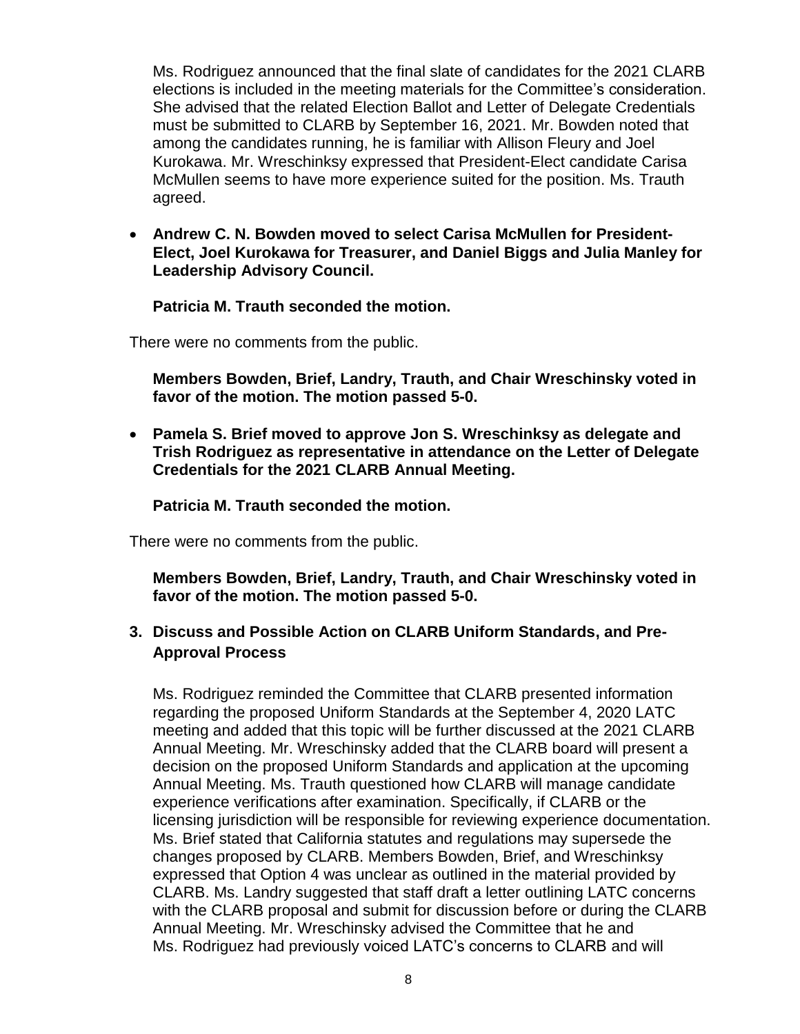Ms. Rodriguez announced that the final slate of candidates for the 2021 CLARB elections is included in the meeting materials for the Committee's consideration. She advised that the related Election Ballot and Letter of Delegate Credentials must be submitted to CLARB by September 16, 2021. Mr. Bowden noted that among the candidates running, he is familiar with Allison Fleury and Joel Kurokawa. Mr. Wreschinksy expressed that President-Elect candidate Carisa McMullen seems to have more experience suited for the position. Ms. Trauth agreed.

- **Andrew C. N. Bowden moved to select Carisa McMullen for President-Elect, Joel Kurokawa for Treasurer, and Daniel Biggs and Julia Manley for Leadership Advisory Council.**

  **Patricia M. Trauth seconded the motion.**

There were no comments from the public.

**Members Bowden, Brief, Landry, Trauth, and Chair Wreschinsky voted in favor of the motion. The motion passed 5-0.**

- **Pamela S. Brief moved to approve Jon S. Wreschinksy as delegate and Trish Rodriguez as representative in attendance on the Letter of Delegate Credentials for the 2021 CLARB Annual Meeting.**

  **Patricia M. Trauth seconded the motion.**

There were no comments from the public.

**Members Bowden, Brief, Landry, Trauth, and Chair Wreschinsky voted in favor of the motion. The motion passed 5-0.**

### 3. Discuss and Possible Action on CLARB Uniform Standards, and Pre-Approval Process

Ms. Rodriguez reminded the Committee that CLARB presented information regarding the proposed Uniform Standards at the September 4, 2020 LATC meeting and added that this topic will be further discussed at the 2021 CLARB Annual Meeting. Mr. Wreschinsky added that the CLARB board will present a decision on the proposed Uniform Standards and application at the upcoming Annual Meeting. Ms. Trauth questioned how CLARB will manage candidate experience verifications after examination. Specifically, if CLARB or the licensing jurisdiction will be responsible for reviewing experience documentation. Ms. Brief stated that California statutes and regulations may supersede the changes proposed by CLARB. Members Bowden, Brief, and Wreschinksy expressed that Option 4 was unclear as outlined in the material provided by CLARB. Ms. Landry suggested that staff draft a letter outlining LATC concerns with the CLARB proposal and submit for discussion before or during the CLARB Annual Meeting. Mr. Wreschinsky advised the Committee that he and Ms. Rodriguez had previously voiced LATC's concerns to CLARB and will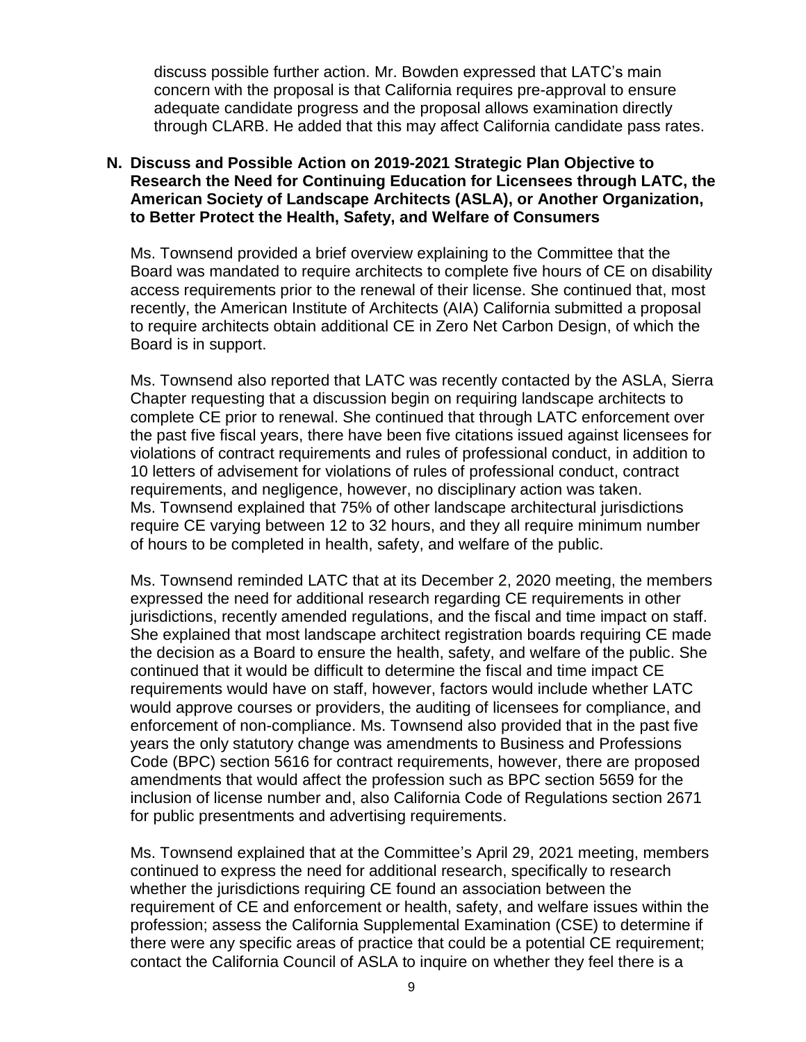discuss possible further action. Mr. Bowden expressed that LATC's main concern with the proposal is that California requires pre-approval to ensure adequate candidate progress and the proposal allows examination directly through CLARB. He added that this may affect California candidate pass rates.

**N. Discuss and Possible Action on 2019-2021 Strategic Plan Objective to Research the Need for Continuing Education for Licensees through LATC, the American Society of Landscape Architects (ASLA), or Another Organization, to Better Protect the Health, Safety, and Welfare of Consumers**

Ms. Townsend provided a brief overview explaining to the Committee that the Board was mandated to require architects to complete five hours of CE on disability access requirements prior to the renewal of their license. She continued that, most recently, the American Institute of Architects (AIA) California submitted a proposal to require architects obtain additional CE in Zero Net Carbon Design, of which the Board is in support.

Ms. Townsend also reported that LATC was recently contacted by the ASLA, Sierra Chapter requesting that a discussion begin on requiring landscape architects to complete CE prior to renewal. She continued that through LATC enforcement over the past five fiscal years, there have been five citations issued against licensees for violations of contract requirements and rules of professional conduct, in addition to 10 letters of advisement for violations of rules of professional conduct, contract requirements, and negligence, however, no disciplinary action was taken. Ms. Townsend explained that 75% of other landscape architectural jurisdictions require CE varying between 12 to 32 hours, and they all require minimum number of hours to be completed in health, safety, and welfare of the public.

Ms. Townsend reminded LATC that at its December 2, 2020 meeting, the members expressed the need for additional research regarding CE requirements in other jurisdictions, recently amended regulations, and the fiscal and time impact on staff. She explained that most landscape architect registration boards requiring CE made the decision as a Board to ensure the health, safety, and welfare of the public. She continued that it would be difficult to determine the fiscal and time impact CE requirements would have on staff, however, factors would include whether LATC would approve courses or providers, the auditing of licensees for compliance, and enforcement of non-compliance. Ms. Townsend also provided that in the past five years the only statutory change was amendments to Business and Professions Code (BPC) section 5616 for contract requirements, however, there are proposed amendments that would affect the profession such as BPC section 5659 for the inclusion of license number and, also California Code of Regulations section 2671 for public presentments and advertising requirements.

Ms. Townsend explained that at the Committee's April 29, 2021 meeting, members continued to express the need for additional research, specifically to research whether the jurisdictions requiring CE found an association between the requirement of CE and enforcement or health, safety, and welfare issues within the profession; assess the California Supplemental Examination (CSE) to determine if there were any specific areas of practice that could be a potential CE requirement; contact the California Council of ASLA to inquire on whether they feel there is a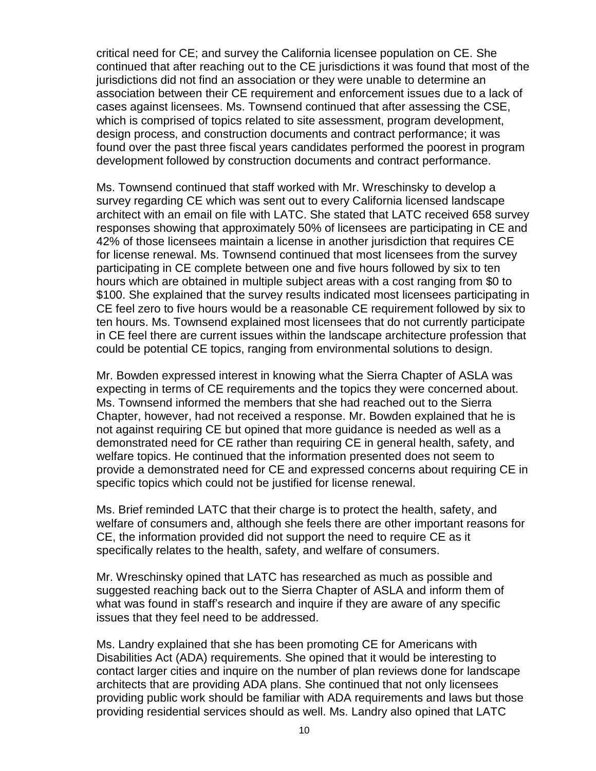critical need for CE; and survey the California licensee population on CE. She continued that after reaching out to the CE jurisdictions it was found that most of the jurisdictions did not find an association or they were unable to determine an association between their CE requirement and enforcement issues due to a lack of cases against licensees. Ms. Townsend continued that after assessing the CSE, which is comprised of topics related to site assessment, program development, design process, and construction documents and contract performance; it was found over the past three fiscal years candidates performed the poorest in program development followed by construction documents and contract performance.

Ms. Townsend continued that staff worked with Mr. Wreschinsky to develop a survey regarding CE which was sent out to every California licensed landscape architect with an email on file with LATC. She stated that LATC received 658 survey responses showing that approximately 50% of licensees are participating in CE and 42% of those licensees maintain a license in another jurisdiction that requires CE for license renewal. Ms. Townsend continued that most licensees from the survey participating in CE complete between one and five hours followed by six to ten hours which are obtained in multiple subject areas with a cost ranging from $0 to $100. She explained that the survey results indicated most licensees participating in CE feel zero to five hours would be a reasonable CE requirement followed by six to ten hours. Ms. Townsend explained most licensees that do not currently participate in CE feel there are current issues within the landscape architecture profession that could be potential CE topics, ranging from environmental solutions to design.

Mr. Bowden expressed interest in knowing what the Sierra Chapter of ASLA was expecting in terms of CE requirements and the topics they were concerned about. Ms. Townsend informed the members that she had reached out to the Sierra Chapter, however, had not received a response. Mr. Bowden explained that he is not against requiring CE but opined that more guidance is needed as well as a demonstrated need for CE rather than requiring CE in general health, safety, and welfare topics. He continued that the information presented does not seem to provide a demonstrated need for CE and expressed concerns about requiring CE in specific topics which could not be justified for license renewal.

Ms. Brief reminded LATC that their charge is to protect the health, safety, and welfare of consumers and, although she feels there are other important reasons for CE, the information provided did not support the need to require CE as it specifically relates to the health, safety, and welfare of consumers.

Mr. Wreschinsky opined that LATC has researched as much as possible and suggested reaching back out to the Sierra Chapter of ASLA and inform them of what was found in staff's research and inquire if they are aware of any specific issues that they feel need to be addressed.

Ms. Landry explained that she has been promoting CE for Americans with Disabilities Act (ADA) requirements. She opined that it would be interesting to contact larger cities and inquire on the number of plan reviews done for landscape architects that are providing ADA plans. She continued that not only licensees providing public work should be familiar with ADA requirements and laws but those providing residential services should as well. Ms. Landry also opined that LATC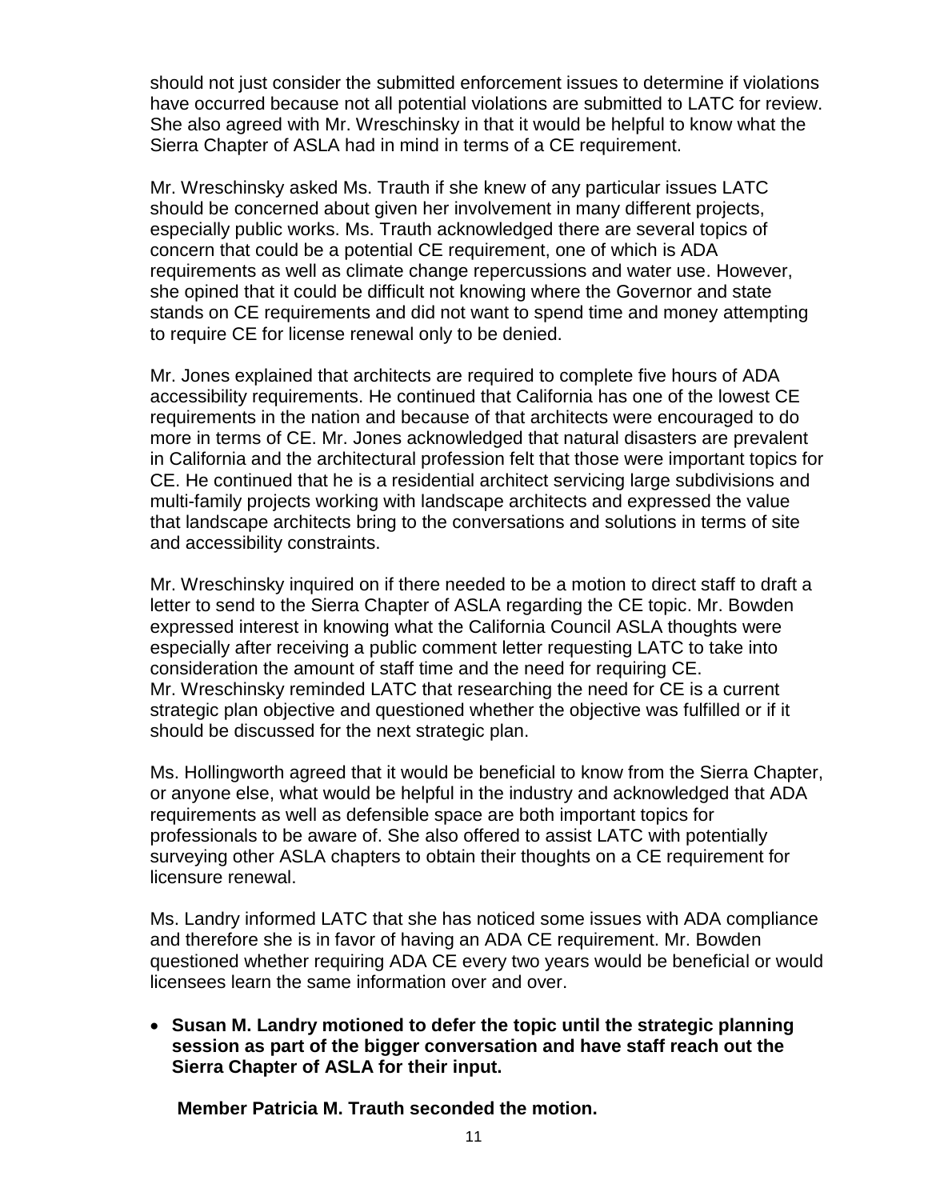should not just consider the submitted enforcement issues to determine if violations have occurred because not all potential violations are submitted to LATC for review. She also agreed with Mr. Wreschinsky in that it would be helpful to know what the Sierra Chapter of ASLA had in mind in terms of a CE requirement.

Mr. Wreschinsky asked Ms. Trauth if she knew of any particular issues LATC should be concerned about given her involvement in many different projects, especially public works. Ms. Trauth acknowledged there are several topics of concern that could be a potential CE requirement, one of which is ADA requirements as well as climate change repercussions and water use. However, she opined that it could be difficult not knowing where the Governor and state stands on CE requirements and did not want to spend time and money attempting to require CE for license renewal only to be denied.

Mr. Jones explained that architects are required to complete five hours of ADA accessibility requirements. He continued that California has one of the lowest CE requirements in the nation and because of that architects were encouraged to do more in terms of CE. Mr. Jones acknowledged that natural disasters are prevalent in California and the architectural profession felt that those were important topics for CE. He continued that he is a residential architect servicing large subdivisions and multi-family projects working with landscape architects and expressed the value that landscape architects bring to the conversations and solutions in terms of site and accessibility constraints.

Mr. Wreschinsky inquired on if there needed to be a motion to direct staff to draft a letter to send to the Sierra Chapter of ASLA regarding the CE topic. Mr. Bowden expressed interest in knowing what the California Council ASLA thoughts were especially after receiving a public comment letter requesting LATC to take into consideration the amount of staff time and the need for requiring CE. Mr. Wreschinsky reminded LATC that researching the need for CE is a current strategic plan objective and questioned whether the objective was fulfilled or if it should be discussed for the next strategic plan.

Ms. Hollingworth agreed that it would be beneficial to know from the Sierra Chapter, or anyone else, what would be helpful in the industry and acknowledged that ADA requirements as well as defensible space are both important topics for professionals to be aware of. She also offered to assist LATC with potentially surveying other ASLA chapters to obtain their thoughts on a CE requirement for licensure renewal.

Ms. Landry informed LATC that she has noticed some issues with ADA compliance and therefore she is in favor of having an ADA CE requirement. Mr. Bowden questioned whether requiring ADA CE every two years would be beneficial or would licensees learn the same information over and over.

- **Susan M. Landry motioned to defer the topic until the strategic planning session as part of the bigger conversation and have staff reach out the Sierra Chapter of ASLA for their input.**

  **Member Patricia M. Trauth seconded the motion.**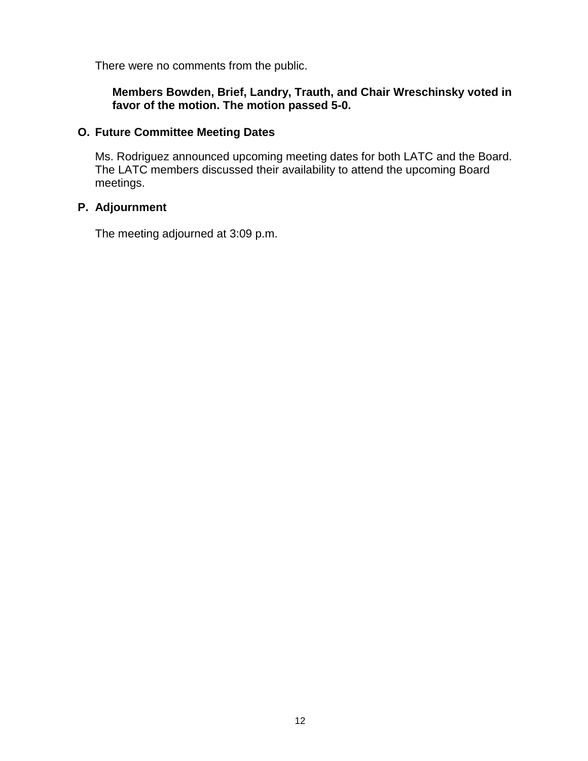There were no comments from the public.

**Members Bowden, Brief, Landry, Trauth, and Chair Wreschinsky voted in favor of the motion. The motion passed 5-0.**

**O. Future Committee Meeting Dates**

Ms. Rodriguez announced upcoming meeting dates for both LATC and the Board. The LATC members discussed their availability to attend the upcoming Board meetings.

**P. Adjournment**

The meeting adjourned at 3:09 p.m.